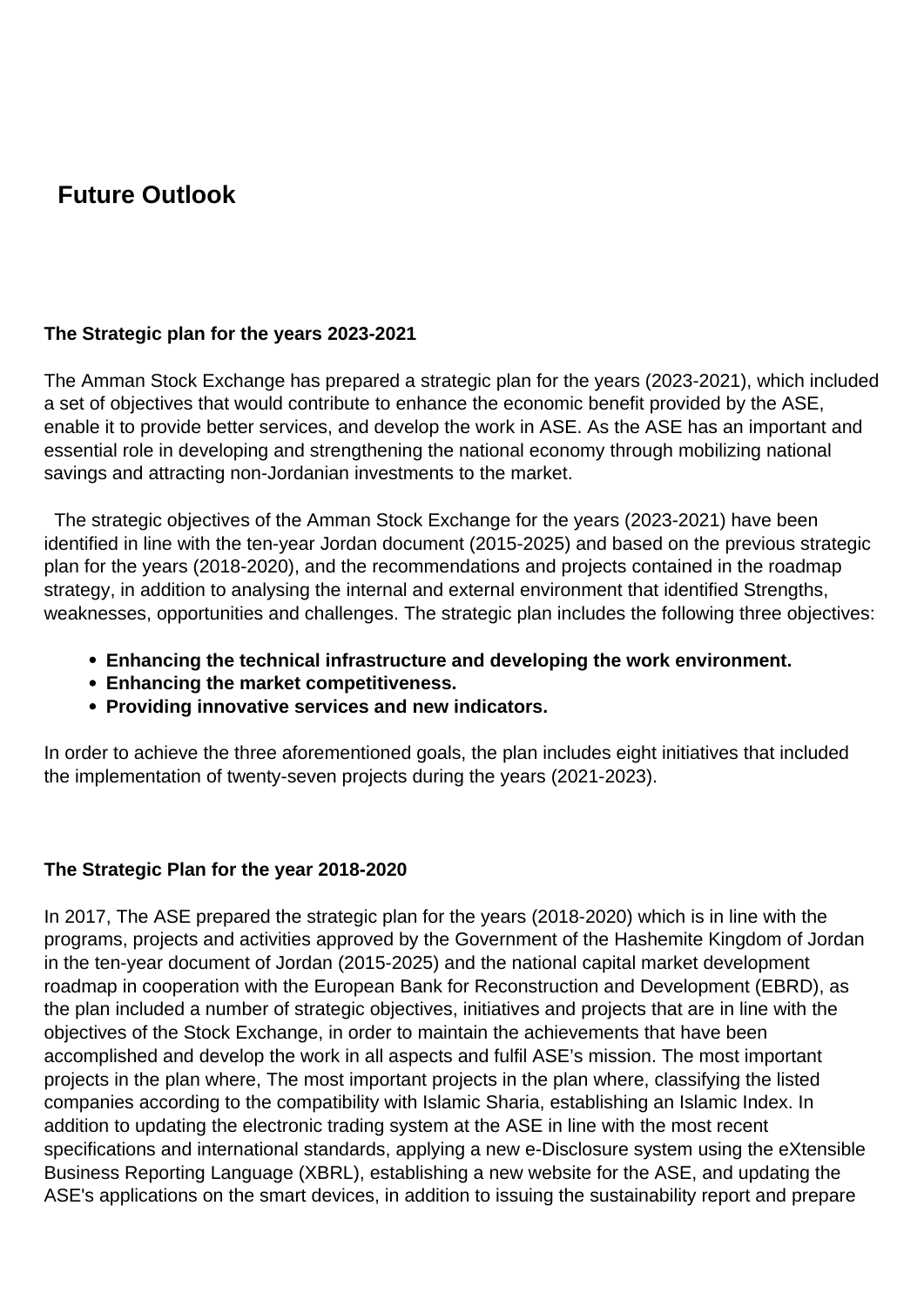# Future Outlook

### The Strategic plan for the years 2023-2021

The Amman Stock Exchange has prepared a strategic plan for the years (2023-2021), which included a set of objectives that would contribute to enhance the economic benefit provided by the ASE, enable it to provide better services, and develop the work in ASE. As the ASE has an important and essential role in developing and strengthening the national economy through mobilizing national savings and attracting non-Jordanian investments to the market.

The strategic objectives of the Amman Stock Exchange for the years (2023-2021) have been identified in line with the ten-year Jordan document (2015-2025) and based on the previous strategic plan for the years (2018-2020), and the recommendations and projects contained in the roadmap strategy, in addition to analysing the internal and external environment that identified Strengths, weaknesses, opportunities and challenges. The strategic plan includes the following three objectives:

- **Enhancing the technical infrastructure and developing the work environment.**
- **Enhancing the market competitiveness.**
- **Providing innovative services and new indicators.**

In order to achieve the three aforementioned goals, the plan includes eight initiatives that included the implementation of twenty-seven projects during the years (2021-2023).

### The Strategic Plan for the year 2018-2020

In 2017, The ASE prepared the strategic plan for the years (2018-2020) which is in line with the programs, projects and activities approved by the Government of the Hashemite Kingdom of Jordan in the ten-year document of Jordan (2015-2025) and the national capital market development roadmap in cooperation with the European Bank for Reconstruction and Development (EBRD), as the plan included a number of strategic objectives, initiatives and projects that are in line with the objectives of the Stock Exchange, in order to maintain the achievements that have been accomplished and develop the work in all aspects and fulfil ASE's mission. The most important projects in the plan where, The most important projects in the plan where, classifying the listed companies according to the compatibility with Islamic Sharia, establishing an Islamic Index. In addition to updating the electronic trading system at the ASE in line with the most recent specifications and international standards, applying a new e-Disclosure system using the eXtensible Business Reporting Language (XBRL), establishing a new website for the ASE, and updating the ASE's applications on the smart devices, in addition to issuing the sustainability report and prepare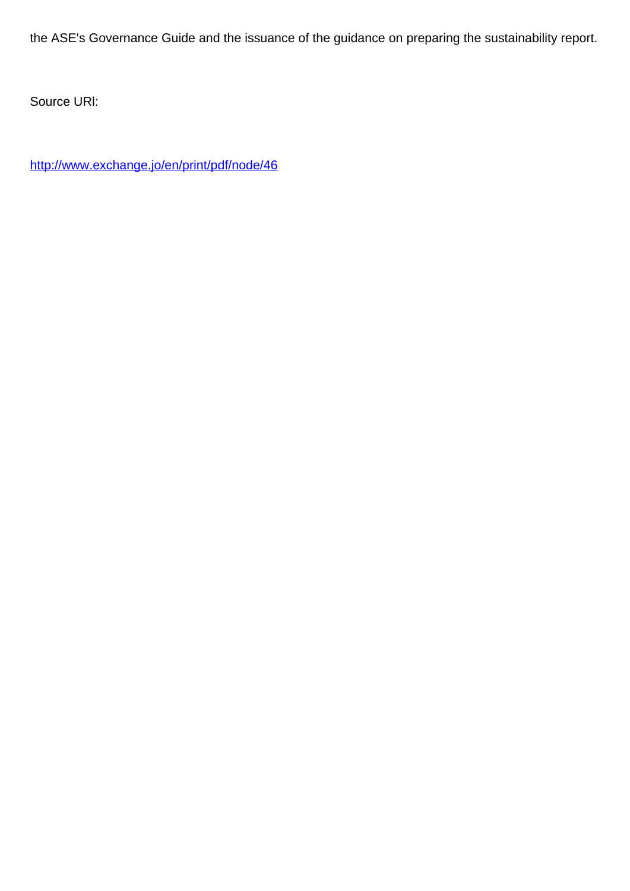the ASE's Governance Guide and the issuance of the guidance on preparing the sustainability report.

Source URl:

[http://www.exchange.jo/en/print/pdf/node/46](http://www.exchange.jo/en/print/pdf/node/46)